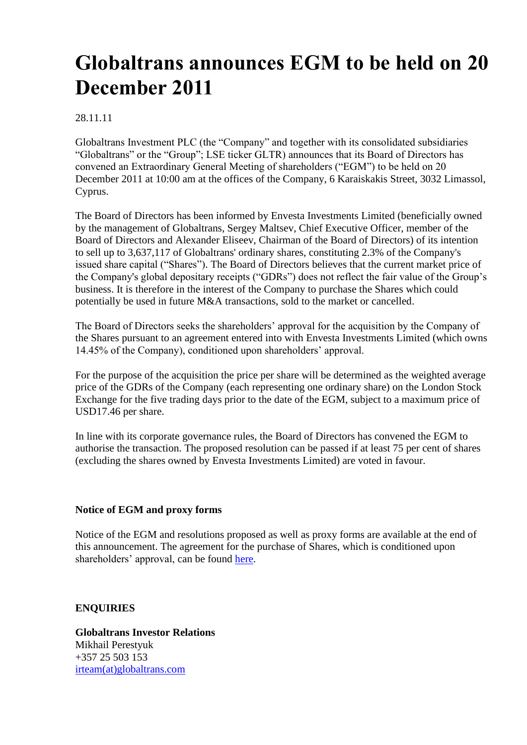# Globaltrans announces EGM to be held on 20 December 2011

28.11.11

Globaltrans Investment PLC (the "Company" and together with its consolidated subsidiaries "Globaltrans" or the "Group"; LSE ticker GLTR) announces that its Board of Directors has convened an Extraordinary General Meeting of shareholders ("EGM") to be held on 20 December 2011 at 10:00 am at the offices of the Company, 6 Karaiskakis Street, 3032 Limassol, Cyprus.

The Board of Directors has been informed by Envesta Investments Limited (beneficially owned by the management of Globaltrans, Sergey Maltsev, Chief Executive Officer, member of the Board of Directors and Alexander Eliseev, Chairman of the Board of Directors) of its intention to sell up to 3,637,117 of Globaltrans' ordinary shares, constituting 2.3% of the Company's issued share capital ("Shares"). The Board of Directors believes that the current market price of the Company's global depositary receipts ("GDRs") does not reflect the fair value of the Group's business. It is therefore in the interest of the Company to purchase the Shares which could potentially be used in future M&A transactions, sold to the market or cancelled.

The Board of Directors seeks the shareholders' approval for the acquisition by the Company of the Shares pursuant to an agreement entered into with Envesta Investments Limited (which owns 14.45% of the Company), conditioned upon shareholders' approval.

For the purpose of the acquisition the price per share will be determined as the weighted average price of the GDRs of the Company (each representing one ordinary share) on the London Stock Exchange for the five trading days prior to the date of the EGM, subject to a maximum price of USD17.46 per share.

In line with its corporate governance rules, the Board of Directors has convened the EGM to authorise the transaction. The proposed resolution can be passed if at least 75 per cent of shares (excluding the shares owned by Envesta Investments Limited) are voted in favour.

**Notice of EGM and proxy forms**

Notice of the EGM and resolutions proposed as well as proxy forms are available at the end of this announcement. The agreement for the purchase of Shares, which is conditioned upon shareholders' approval, can be found here.

**ENQUIRIES**

**Globaltrans Investor Relations**
Mikhail Perestyuk
+357 25 503 153
irteam(at)globaltrans.com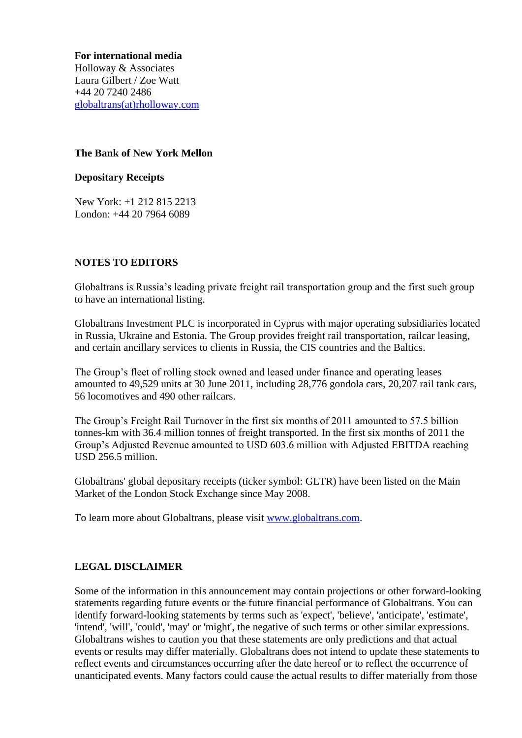**For international media**
Holloway & Associates
Laura Gilbert / Zoe Watt
+44 20 7240 2486
globaltrans(at)rholloway.com

**The Bank of New York Mellon**

**Depositary Receipts**

New York: +1 212 815 2213
London: +44 20 7964 6089

**NOTES TO EDITORS**

Globaltrans is Russia's leading private freight rail transportation group and the first such group to have an international listing.

Globaltrans Investment PLC is incorporated in Cyprus with major operating subsidiaries located in Russia, Ukraine and Estonia. The Group provides freight rail transportation, railcar leasing, and certain ancillary services to clients in Russia, the CIS countries and the Baltics.

The Group's fleet of rolling stock owned and leased under finance and operating leases amounted to 49,529 units at 30 June 2011, including 28,776 gondola cars, 20,207 rail tank cars, 56 locomotives and 490 other railcars.

The Group's Freight Rail Turnover in the first six months of 2011 amounted to 57.5 billion tonnes-km with 36.4 million tonnes of freight transported. In the first six months of 2011 the Group's Adjusted Revenue amounted to USD 603.6 million with Adjusted EBITDA reaching USD 256.5 million.

Globaltrans' global depositary receipts (ticker symbol: GLTR) have been listed on the Main Market of the London Stock Exchange since May 2008.

To learn more about Globaltrans, please visit www.globaltrans.com.

**LEGAL DISCLAIMER**

Some of the information in this announcement may contain projections or other forward-looking statements regarding future events or the future financial performance of Globaltrans. You can identify forward-looking statements by terms such as 'expect', 'believe', 'anticipate', 'estimate', 'intend', 'will', 'could', 'may' or 'might', the negative of such terms or other similar expressions. Globaltrans wishes to caution you that these statements are only predictions and that actual events or results may differ materially. Globaltrans does not intend to update these statements to reflect events and circumstances occurring after the date hereof or to reflect the occurrence of unanticipated events. Many factors could cause the actual results to differ materially from those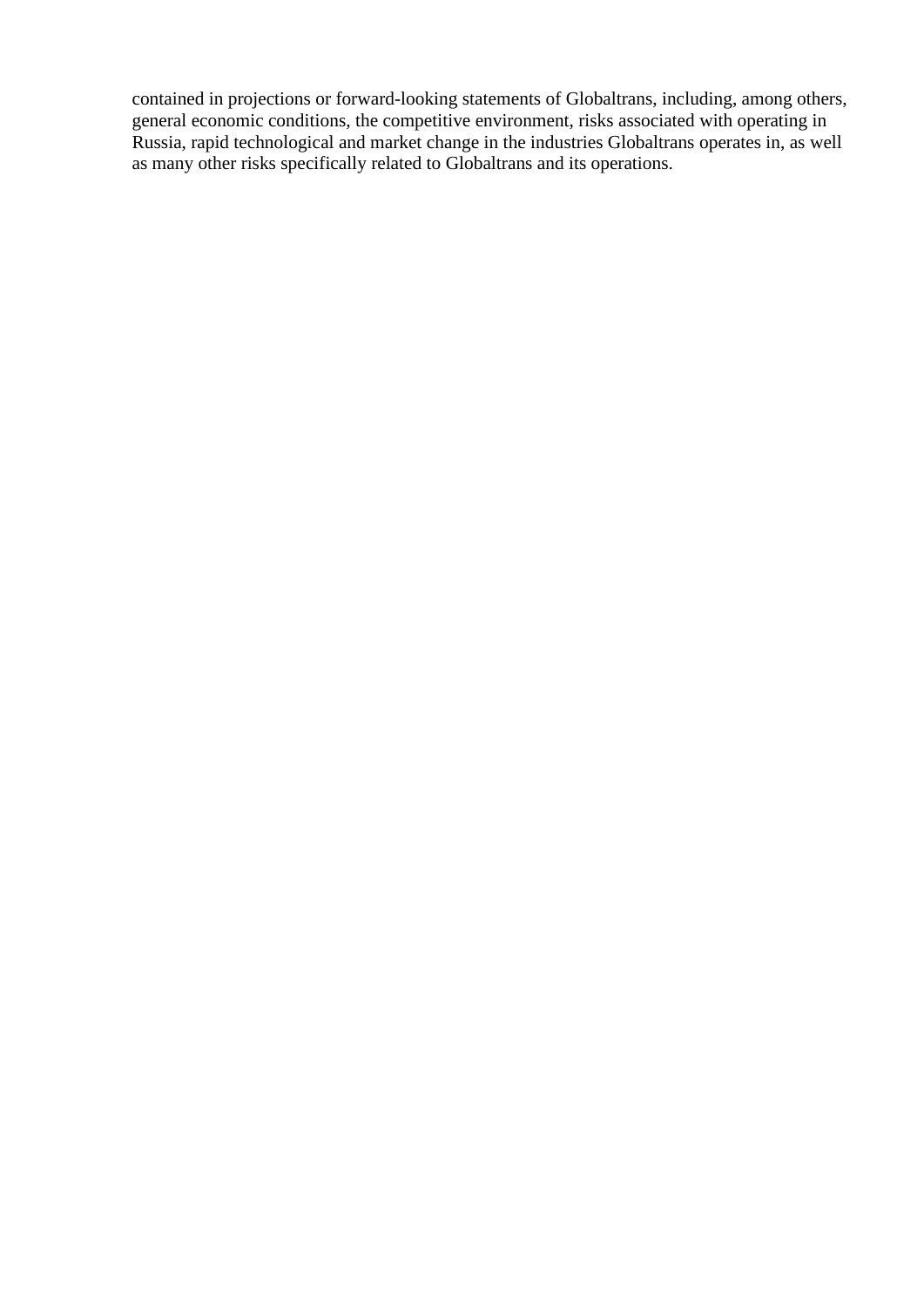contained in projections or forward-looking statements of Globaltrans, including, among others, general economic conditions, the competitive environment, risks associated with operating in Russia, rapid technological and market change in the industries Globaltrans operates in, as well as many other risks specifically related to Globaltrans and its operations.